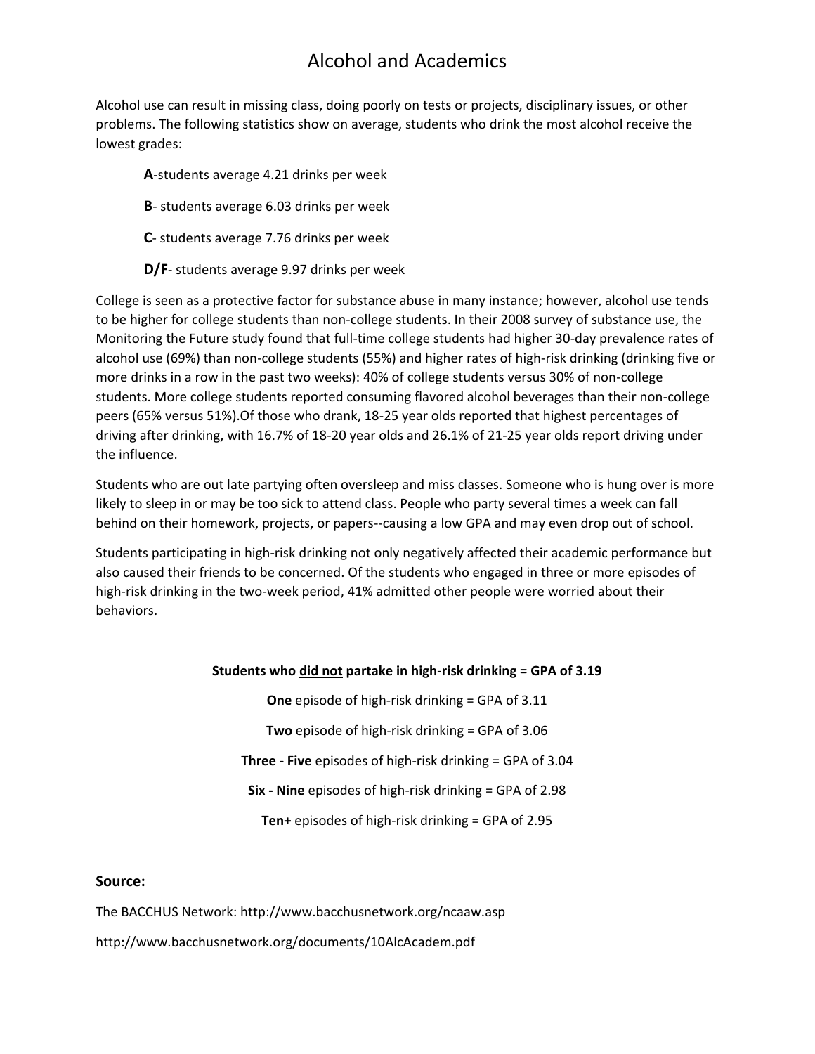# Alcohol and Academics

Alcohol use can result in missing class, doing poorly on tests or projects, disciplinary issues, or other problems. The following statistics show on average, students who drink the most alcohol receive the lowest grades:

**A**-students average 4.21 drinks per week

**B**- students average 6.03 drinks per week

**C**- students average 7.76 drinks per week

**D/F**- students average 9.97 drinks per week

College is seen as a protective factor for substance abuse in many instance; however, alcohol use tends to be higher for college students than non-college students. In their 2008 survey of substance use, the Monitoring the Future study found that full-time college students had higher 30-day prevalence rates of alcohol use (69%) than non-college students (55%) and higher rates of high-risk drinking (drinking five or more drinks in a row in the past two weeks): 40% of college students versus 30% of non-college students. More college students reported consuming flavored alcohol beverages than their non-college peers (65% versus 51%).Of those who drank, 18-25 year olds reported that highest percentages of driving after drinking, with 16.7% of 18-20 year olds and 26.1% of 21-25 year olds report driving under the influence.

Students who are out late partying often oversleep and miss classes. Someone who is hung over is more likely to sleep in or may be too sick to attend class. People who party several times a week can fall behind on their homework, projects, or papers--causing a low GPA and may even drop out of school.

Students participating in high-risk drinking not only negatively affected their academic performance but also caused their friends to be concerned. Of the students who engaged in three or more episodes of high-risk drinking in the two-week period, 41% admitted other people were worried about their behaviors.

**Students who did not partake in high-risk drinking = GPA of 3.19**

**One** episode of high-risk drinking = GPA of 3.11

**Two** episode of high-risk drinking = GPA of 3.06

**Three - Five** episodes of high-risk drinking = GPA of 3.04

**Six - Nine** episodes of high-risk drinking = GPA of 2.98

**Ten+** episodes of high-risk drinking = GPA of 2.95

### Source:

The BACCHUS Network: http://www.bacchusnetwork.org/ncaaw.asp

http://www.bacchusnetwork.org/documents/10AlcAcadem.pdf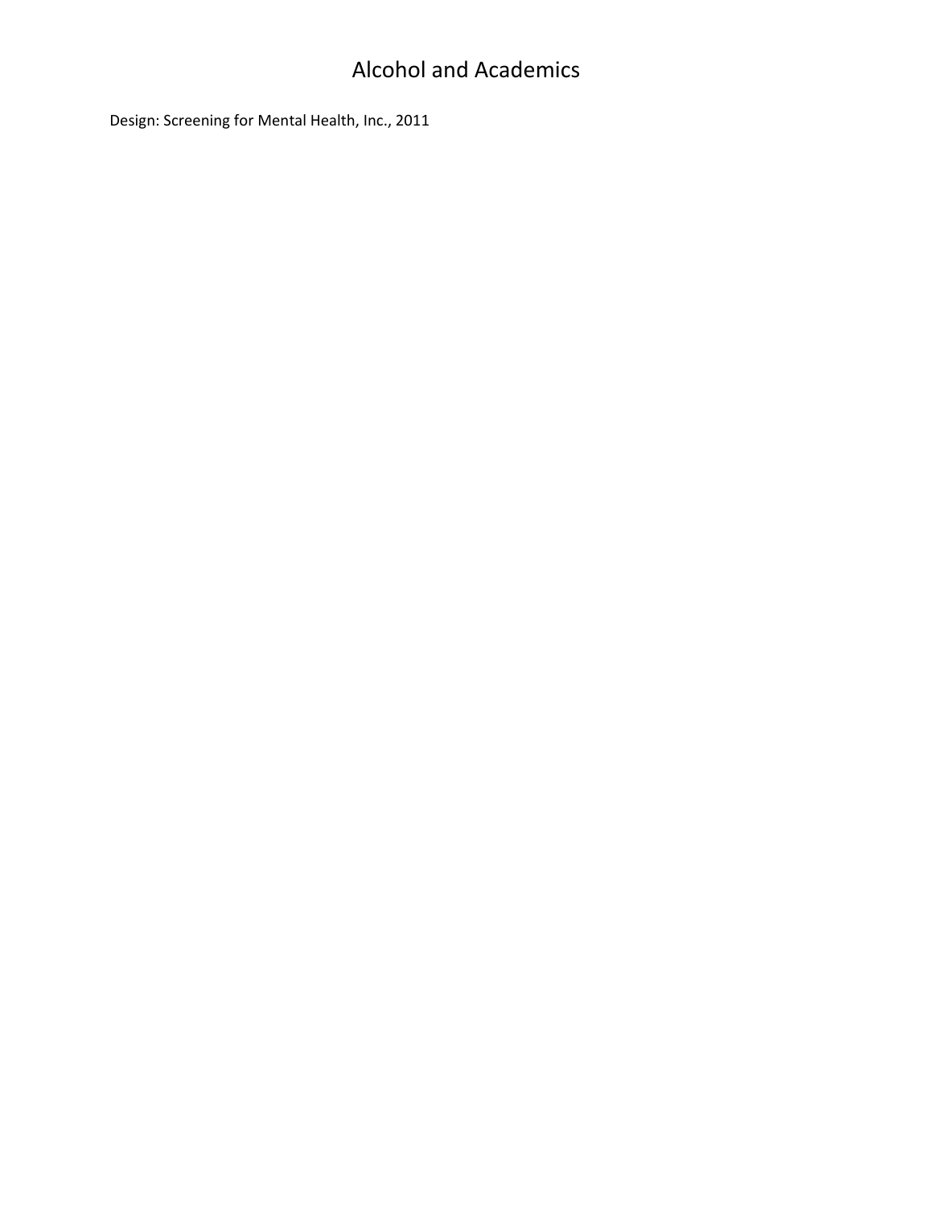# Alcohol and Academics

Design: Screening for Mental Health, Inc., 2011